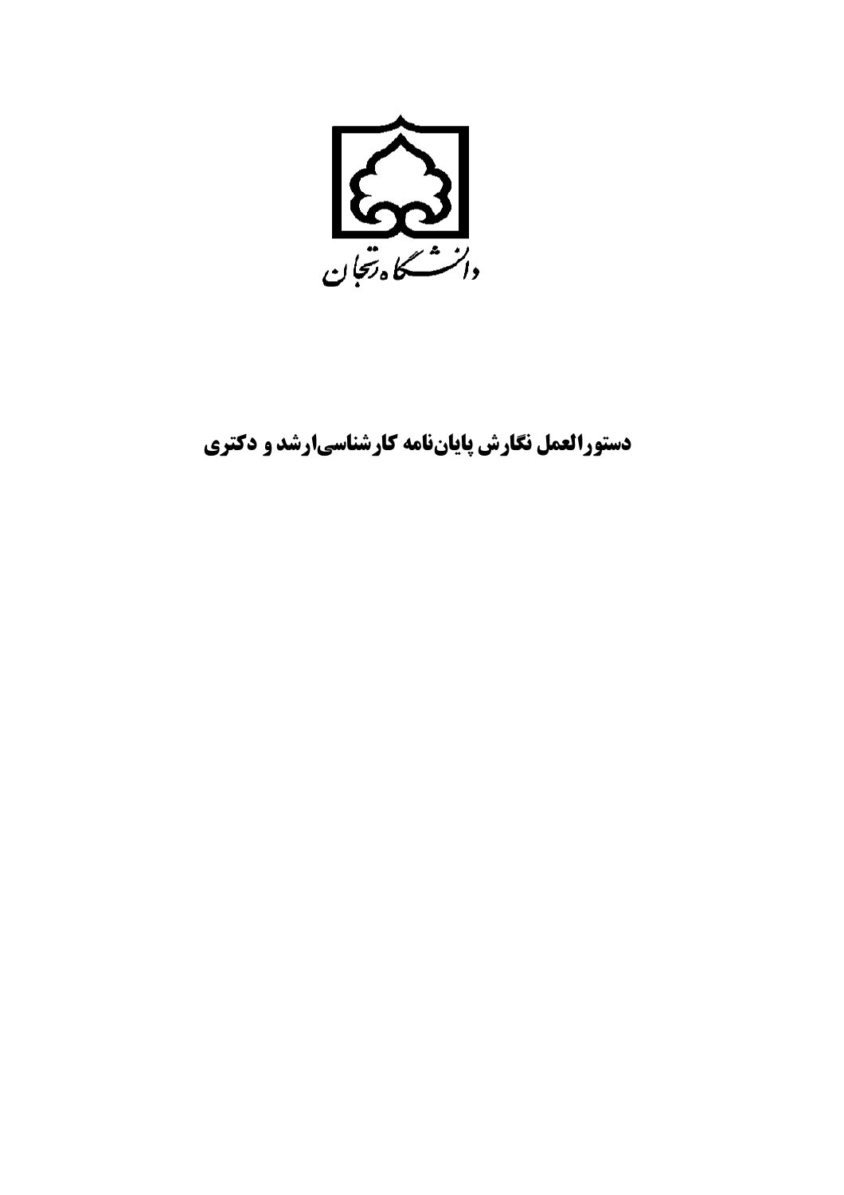دانشگاه زنجان

# دستورالعمل نگارش پایان‌نامه کارشناسی‌ارشد و دکتری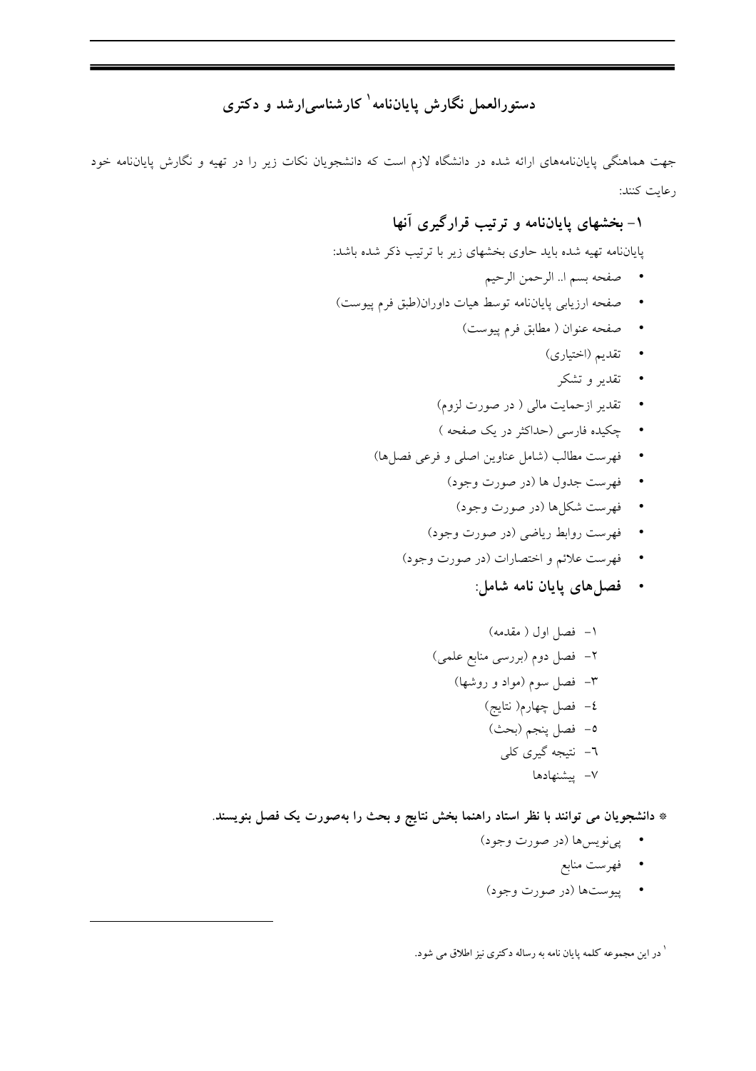# دستورالعمل نگارش پایان‌نامه[1] کارشناسی‌ارشد و دکتری

جهت هماهنگی پایان‌نامه‌های ارائه شده در دانشگاه لازم است که دانشجویان نکات زیر را در تهیه و نگارش پایان‌نامه خود رعایت کنند:

## ۱- بخشهای پایان‌نامه و ترتیب قرارگیری آنها

پایان‌نامه تهیه شده باید حاوی بخشهای زیر با ترتیب ذکر شده باشد:

- صفحه بسم ا.. الرحمن الرحیم
- صفحه ارزیابی پایان‌نامه توسط هیات داوران(طبق فرم پیوست)
- صفحه عنوان ( مطابق فرم پیوست)
- تقدیم (اختیاری)
- تقدیر و تشکر
- تقدیر ازحمایت مالی ( در صورت لزوم)
- چکیده فارسی (حداکثر در یک صفحه )
- فهرست مطالب (شامل عناوین اصلی و فرعی فصل‌ها)
- فهرست جدول ها (در صورت وجود)
- فهرست شکل‌ها (در صورت وجود)
- فهرست روابط ریاضی (در صورت وجود)
- فهرست علائم و اختصارات (در صورت وجود)
- **فصل‌های پایان نامه شامل**:
  1. فصل اول ( مقدمه)
  2. فصل دوم (بررسی منابع علمی)
  3. فصل سوم (مواد و روشها)
  4. فصل چهارم( نتایج)
  5. فصل پنجم (بحث)
  6. نتیجه گیری کلی
  7. پیشنهادها

**\* دانشجویان می توانند با نظر استاد راهنما بخش نتایج و بحث را به‌صورت یک فصل بنویسند.**

- پی‌نویس‌ها (در صورت وجود)
- فهرست منابع
- پیوست‌ها (در صورت وجود)

---

[1] در این مجموعه کلمه پایان نامه به رساله دکتری نیز اطلاق می شود.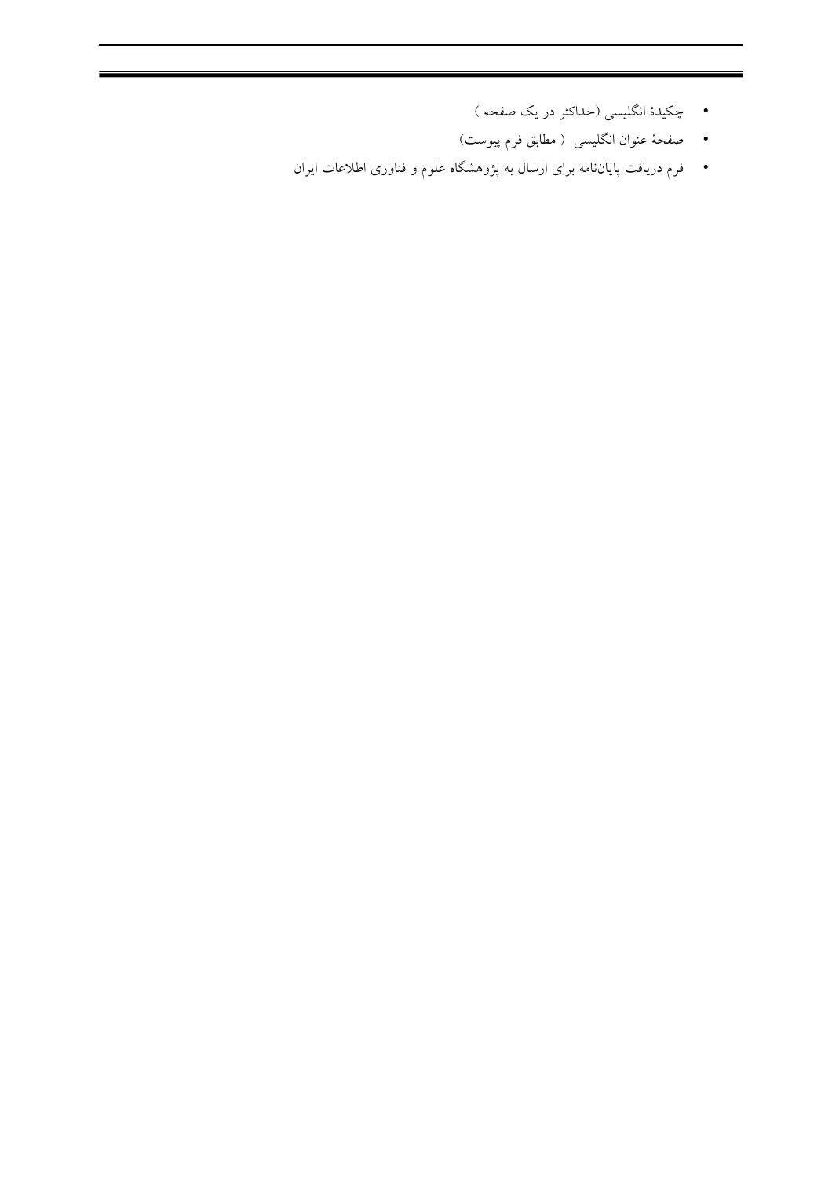- چکیدۀ انگلیسی (حداکثر در یک صفحه )
- صفحۀ عنوان انگلیسی ( مطابق فرم پیوست)
- فرم دریافت پایان‌نامه برای ارسال به پژوهشگاه علوم و فناوری اطلاعات ایران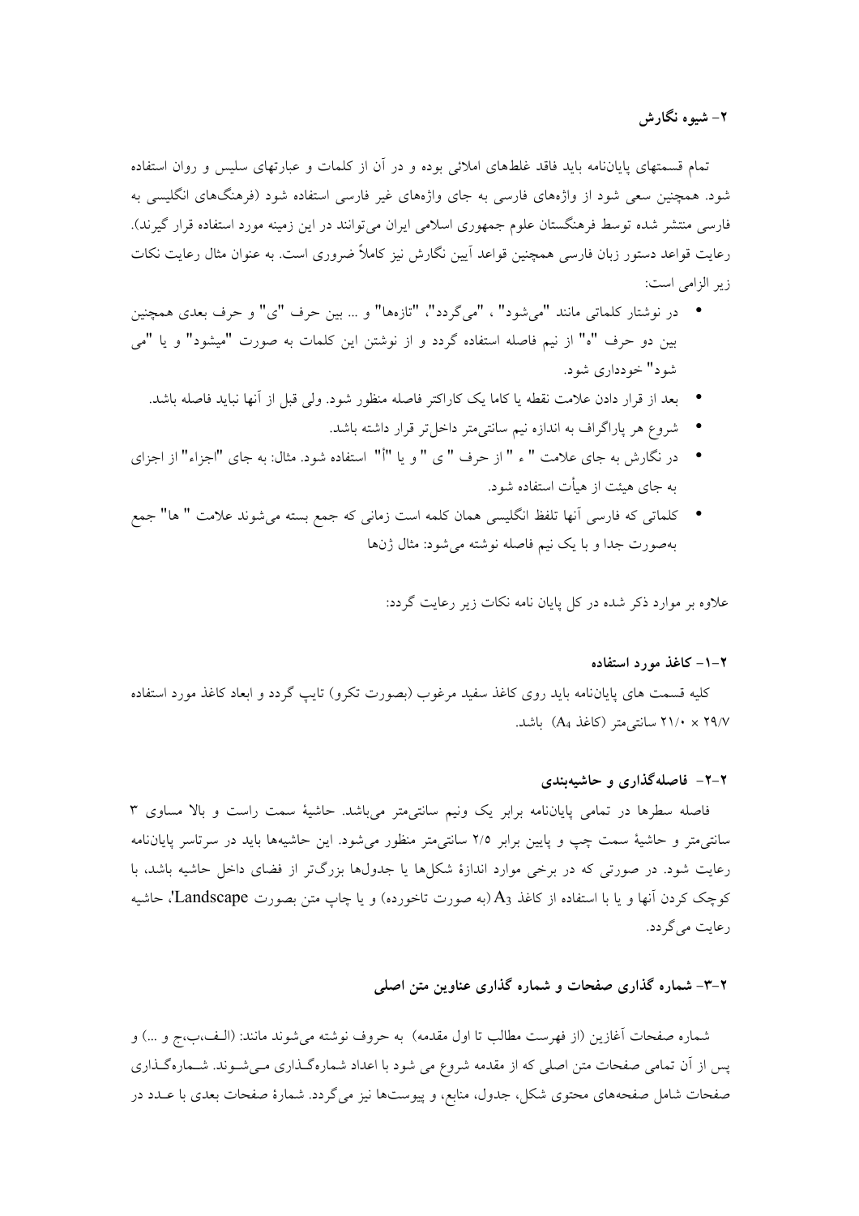## ۲- شیوه نگارش

تمام قسمتهای پایان‌نامه باید فاقد غلطهای املائی بوده و در آن از کلمات و عبارتهای سلیس و روان استفاده شود. همچنین سعی شود از واژه‌های فارسی به جای واژه‌های غیر فارسی استفاده شود (فرهنگ‌های انگلیسی به فارسی منتشر شده توسط فرهنگستان علوم جمهوری اسلامی ایران می‌توانند در این زمینه مورد استفاده قرار گیرند). رعایت قواعد دستور زبان فارسی همچنین قواعد آیین نگارش نیز کاملاً ضروری است. به عنوان مثال رعایت نکات زیر الزامی است:

- در نوشتار کلماتی مانند "می‌شود" ، "می‌گردد"، "تازه‌ها" و ... بین حرف "ی" و حرف بعدی همچنین بین دو حرف "ه" از نیم فاصله استفاده گردد و از نوشتن این کلمات به صورت "میشود" و یا "می شود" خودداری شود.
- بعد از قرار دادن علامت نقطه یا کاما یک کاراکتر فاصله منظور شود. ولی قبل از آنها نباید فاصله باشد.
- شروع هر پاراگراف به اندازه نیم سانتی‌متر داخل‌تر قرار داشته باشد.
- در نگارش به جای علامت " ء " از حرف " ی " و یا "أ" استفاده شود. مثال: به جای "اجزاء" از اجزای به جای هیئت از هیأت استفاده شود.
- کلماتی که فارسی آنها تلفظ انگلیسی همان کلمه است زمانی که جمع بسته می‌شوند علامت " ها" جمع به‌صورت جدا و با یک نیم فاصله نوشته می‌شود: مثال ژن‌ها

علاوه بر موارد ذکر شده در کل پایان نامه نکات زیر رعایت گردد:

### ۲-۱- کاغذ مورد استفاده

کلیه قسمت های پایان‌نامه باید روی کاغذ سفید مرغوب (بصورت تکرو) تایپ گردد و ابعاد کاغذ مورد استفاده ۲۹/۷ × ۲۱/۰ سانتی‌متر (کاغذ $A_4$) باشد.

### ۲-۲- فاصله‌گذاری و حاشیه‌بندی

فاصله سطرها در تمامی پایان‌نامه برابر یک ونیم سانتی‌متر می‌باشد. حاشیهٔ سمت راست و بالا مساوی ۳ سانتی‌متر و حاشیهٔ سمت چپ و پایین برابر ۲/۵ سانتی‌متر منظور می‌شود. این حاشیه‌ها باید در سرتاسر پایان‌نامه رعایت شود. در صورتی که در برخی موارد اندازهٔ شکل‌ها یا جدول‌ها بزرگ‌تر از فضای داخل حاشیه باشد، با کوچک کردن آنها و یا با استفاده از کاغذ $A_3$ (به صورت تاخورده) و یا چاپ متن بصورت 'Landscape، حاشیه رعایت می‌گردد.

### ۲-۳- شماره گذاری صفحات و شماره گذاری عناوین متن اصلی

شماره صفحات آغازین (از فهرست مطالب تا اول مقدمه) به حروف نوشته می‌شوند مانند: (الـف،ب،ج و ...) و پس از آن تمامی صفحات متن اصلی که از مقدمه شروع می شود با اعداد شماره‌گـذاری مـی‌شـوند. شـماره‌گـذاری صفحات شامل صفحه‌های محتوی شکل، جدول، منابع، و پیوست‌ها نیز می‌گردد. شمارهٔ صفحات بعدی با عـدد در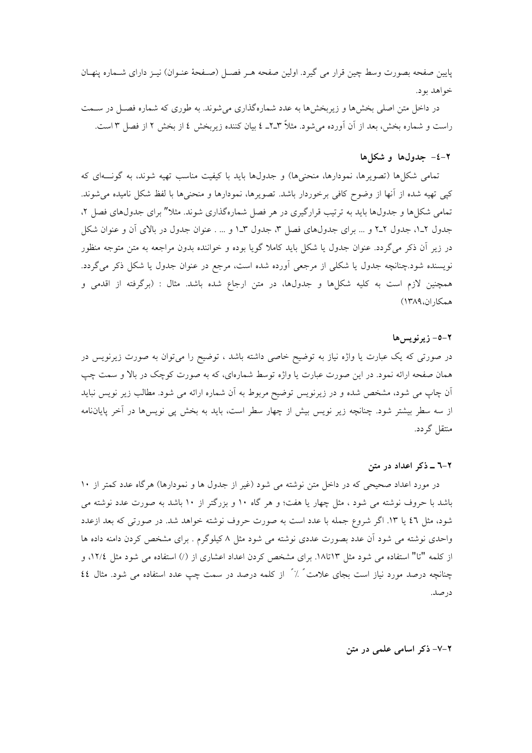پایین صفحه بصورت وسط چین قرار می گیرد. اولین صفحه هـر فصـل (صـفحهٔ عنـوان) نیـز دارای شـماره پنهـان خواهد بود.

در داخل متن اصلی بخش‌ها و زیربخش‌ها به عدد شماره‌گذاری می‌شوند. به طوری که شماره فصـل در سـمت راست و شماره بخش، بعد از آن آورده می‌شود. مثلاً ۳ـ۲ـ ٤ بیان کننده زیربخش ٤ از بخش ۲ از فصل ۳ است.

### ۲-٤- جدول‌ها و شکل‌ها

تمامی شکل‌ها (تصویرها، نمودارها، منحنی‌ها) و جدول‌ها باید با کیفیت مناسب تهیه شوند، به گونـه‌ای که کپی تهیه شده از آنها از وضوح کافی برخوردار باشد. تصویرها، نمودارها و منحنی‌ها با لفظ شکل نامیده می‌شوند. تمامی شکل‌ها و جدول‌ها باید به ترتیب قرارگیری در هر فصل شماره‌گذاری شوند. مثلا" برای جدول‌های فصل ۲، جدول ۲ـ۱، جدول ۲ـ۲ و ... برای جدول‌های فصل ۳، جدول ۳ـ۱ و ... . عنوان جدول در بالای آن و عنوان شکل در زیر آن ذکر می‌گردد. عنوان جدول یا شکل باید کاملا گویا بوده و خواننده بدون مراجعه به متن متوجه منظور نویسنده شود.چنانچه جدول یا شکلی از مرجعی آورده شده است، مرجع در عنوان جدول یا شکل ذکر می‌گردد. همچنین لازم است به کلیه شکل‌ها و جدول‌ها، در متن ارجاع شده باشد. مثال : (برگرفته از اقدمی و همکاران،۱۳۸۹)

### ۲-۵- زیرنویس‌ها

در صورتی که یک عبارت یا واژه نیاز به توضیح خاصی داشته باشد ، توضیح را می‌توان به صورت زیرنویس در همان صفحه ارائه نمود. در این صورت عبارت یا واژه توسط شماره‌ای، که به صورت کوچک در بالا و سمت چپ آن چاپ می شود، مشخص شده و در زیرنویس توضیح مربوط به آن شماره ارائه می شود. مطالب زیر نویس نباید از سه سطر بیشتر شود. چنانچه زیر نویس بیش از چهار سطر است، باید به بخش پی نویس‌ها در آخر پایان‌نامه منتقل گردد.

### ۲-٦ ـ ذکر اعداد در متن

در مورد اعداد صحیحی که در داخل متن نوشته می شود (غیر از جدول ها و نمودارها) هرگاه عدد کمتر از ۱۰ باشد با حروف نوشته می شود ، مثل چهار یا هفت؛ و هر گاه ۱۰ و بزرگتر از ۱۰ باشد به صورت عدد نوشته می شود، مثل ٤٦ یا ۱۳. اگر شروع جمله با عدد است به صورت حروف نوشته خواهد شد. در صورتی که بعد ازعدد واحدی نوشته می شود آن عدد بصورت عددی نوشته می شود مثل ۸ کیلوگرم . برای مشخص کردن دامنه داده ها از کلمه "تا" استفاده می شود مثل ۱۳تا۱۸. برای مشخص کردن اعداد اعشاری از (/) استفاده می شود مثل ۱۲/٤، و چنانچه درصد مورد نیاز است بجای علامت " ٪ " از کلمه درصد در سمت چپ عدد استفاده می شود. مثال ٤٤ درصد.

### ۲-۷- ذکر اسامی علمی در متن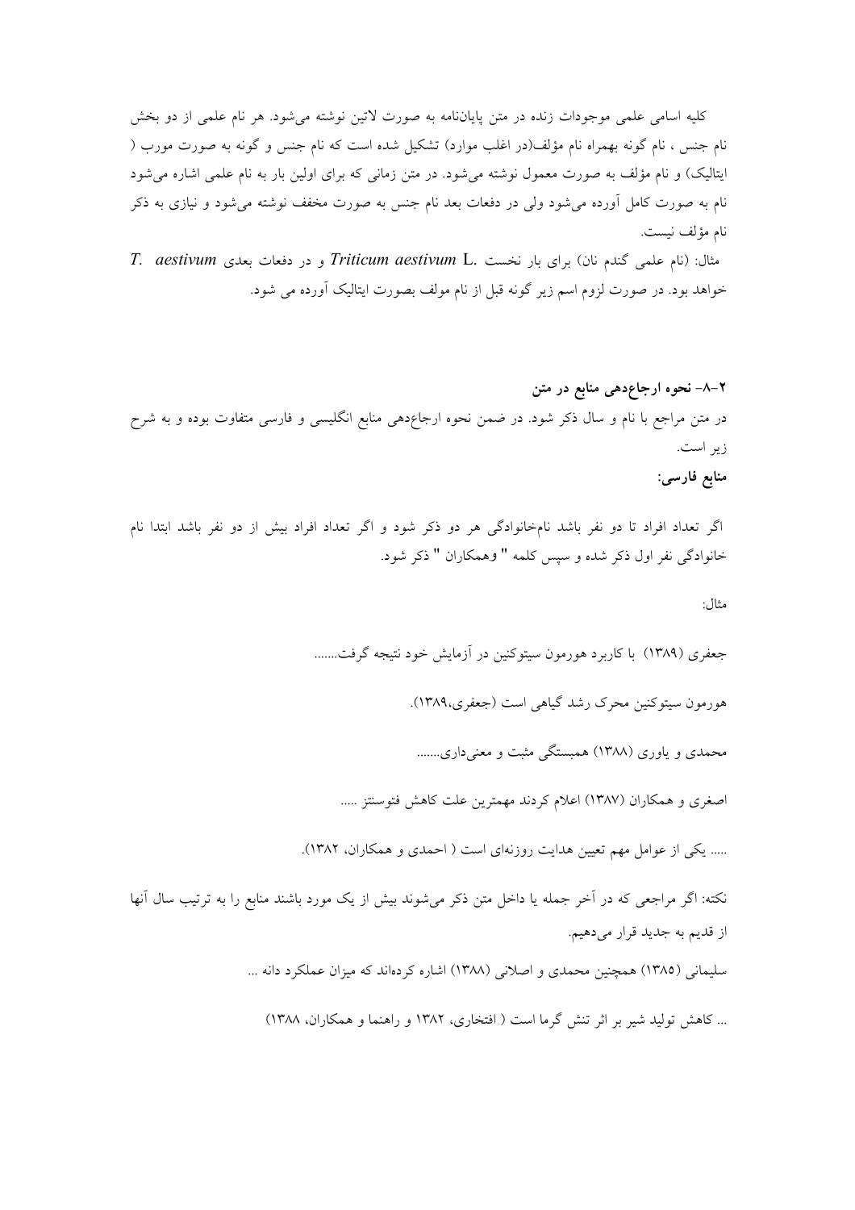کلیه اسامی علمی موجودات زنده در متن پایان‌نامه به صورت لاتین نوشته می‌شود. هر نام علمی از دو بخش نام جنس ، نام گونه بهمراه نام مؤلف(در اغلب موارد) تشکیل شده است که نام جنس و گونه به صورت مورب ( ایتالیک) و نام مؤلف به صورت معمول نوشته می‌شود. در متن زمانی که برای اولین بار به نام علمی اشاره می‌شود نام به صورت کامل آورده می‌شود ولی در دفعات بعد نام جنس به صورت مخفف نوشته می‌شود و نیازی به ذکر نام مؤلف نیست.

مثال: (نام علمی گندم نان) برای بار نخست *Triticum aestivum* L. و در دفعات بعدی *T. aestivum* خواهد بود. در صورت لزوم اسم زیر گونه قبل از نام مولف بصورت ایتالیک آورده می شود.

### ۲-۸- نحوه ارجاع‌دهی منابع در متن

در متن مراجع با نام و سال ذکر شود. در ضمن نحوه ارجاع‌دهی منابع انگلیسی و فارسی متفاوت بوده و به شرح زیر است.

**منابع فارسی:**

اگر تعداد افراد تا دو نفر باشد نام‌خانوادگی هر دو ذکر شود و اگر تعداد افراد بیش از دو نفر باشد ابتدا نام خانوادگی نفر اول ذکر شده و سپس کلمه " وهمکاران " ذکر شود.

مثال:

جعفری (۱۳۸۹) با کاربرد هورمون سیتوکنین در آزمایش خود نتیجه گرفت.......

هورمون سیتوکنین محرک رشد گیاهی است (جعفری،۱۳۸۹).

محمدی و یاوری (۱۳۸۸) همبستگی مثبت و معنی‌داری.......

اصغری و همکاران (۱۳۸۷) اعلام کردند مهمترین علت کاهش فتوسنتز .....

..... یکی از عوامل مهم تعیین هدایت روزنه‌ای است ( احمدی و همکاران، ۱۳۸۲).

نکته: اگر مراجعی که در آخر جمله یا داخل متن ذکر می‌شوند بیش از یک مورد باشند منابع را به ترتیب سال آنها از قدیم به جدید قرار می‌دهیم.

سلیمانی (۱۳۸۵) همچنین محمدی و اصلانی (۱۳۸۸) اشاره کرده‌اند که میزان عملکرد دانه ...

... کاهش تولید شیر بر اثر تنش گرما است ( افتخاری، ۱۳۸۲ و راهنما و همکاران، ۱۳۸۸)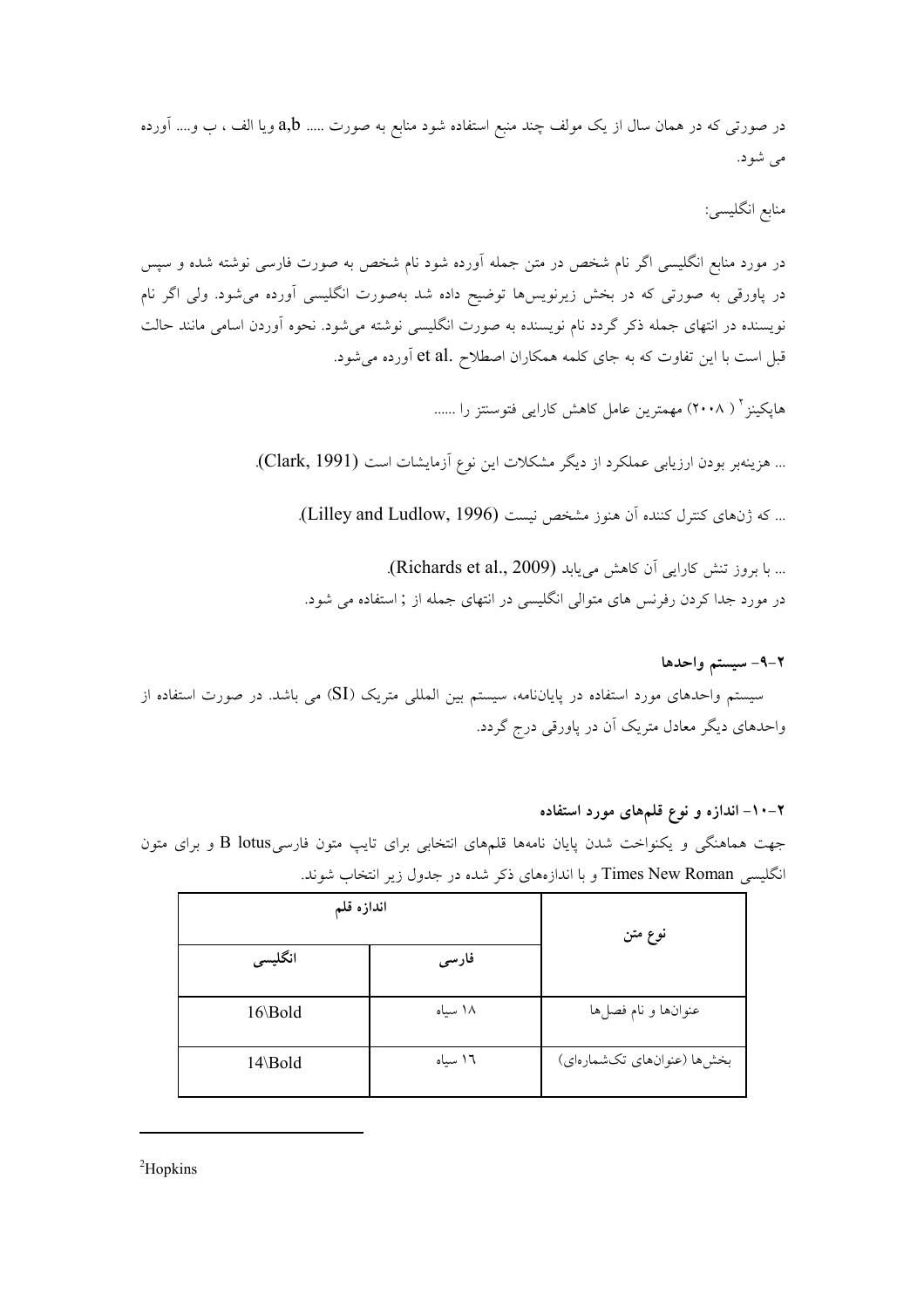در صورتی که در همان سال از یک مولف چند منبع استفاده شود منابع به صورت ..... a,b ویا الف ، ب و.... آورده می شود.

منابع انگلیسی:

در مورد منابع انگلیسی اگر نام شخص در متن جمله آورده شود نام شخص به صورت فارسی نوشته شده و سپس در پاورقی به صورتی که در بخش زیرنویس‌ها توضیح داده شد به‌صورت انگلیسی آورده می‌شود. ولی اگر نام نویسنده در انتهای جمله ذکر گردد نام نویسنده به صورت انگلیسی نوشته می‌شود. نحوه آوردن اسامی مانند حالت قبل است با این تفاوت که به جای کلمه همکاران اصطلاح .et al آورده می‌شود.

هاپکینز[۲] ( ۲۰۰۸) مهمترین عامل کاهش کارایی فتوسنتز را ......

... هزینه‌بر بودن ارزیابی عملکرد از دیگر مشکلات این نوع آزمایشات است (Clark, 1991).

... که ژن‌های کنترل کننده آن هنوز مشخص نیست (Lilley and Ludlow, 1996).

... با بروز تنش کارایی آن کاهش می‌یابد (Richards et al., 2009).

در مورد جدا کردن رفرنس های متوالی انگلیسی در انتهای جمله از ; استفاده می شود.

### ۲-۹- سیستم واحدها

سیستم واحدهای مورد استفاده در پایان‌نامه، سیستم بین المللی متریک (SI) می باشد. در صورت استفاده از واحدهای دیگر معادل متریک آن در پاورقی درج گردد.

### ۲-۱۰- اندازه و نوع قلم‌های مورد استفاده

جهت هماهنگی و یکنواخت شدن پایان نامه‌ها قلم‌های انتخابی برای تایپ متون فارسی B lotus و برای متون انگلیسی Times New Roman و با اندازه‌های ذکر شده در جدول زیر انتخاب شوند.

| نوع متن | اندازه قلم | |
|---|---|---|
| | فارسی | انگلیسی |
| عنوان‌ها و نام فصل‌ها | ۱۸ سیاه | 16\Bold |
| بخش‌ها (عنوان‌های تک‌شماره‌ای) | ۱۶ سیاه | 14\Bold |

[2] Hopkins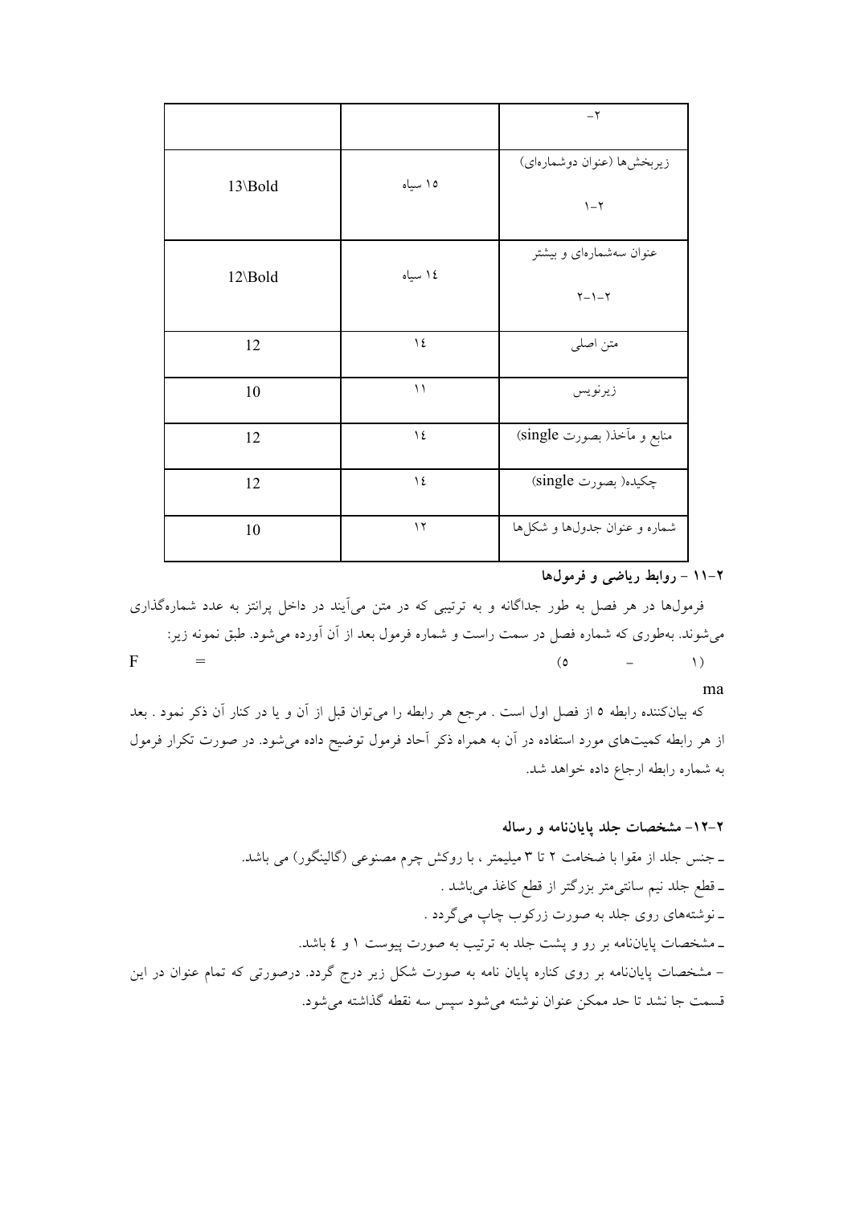| | | ۲- |
|---|---|---|
| 13\Bold | ۱۵ سیاه | زیربخش‌ها (عنوان دوشماره‌ای) ۲-۱ |
| 12\Bold | ۱٤ سیاه | عنوان سه‌شماره‌ای و بیشتر ۲-۱-۲ |
| 12 | ۱٤ | متن اصلی |
| 10 | ۱۱ | زیرنویس |
| 12 | ۱٤ | منابع و مآخذ( بصورت single) |
| 12 | ۱٤ | چکیده( بصورت single) |
| 10 | ۱۲ | شماره و عنوان جدول‌ها و شکل‌ها |

**۲-۱۱ - روابط ریاضی و فرمول‌ها**

فرمول‌ها در هر فصل به طور جداگانه و به ترتیبی که در متن می‌آیند در داخل پرانتز به عدد شماره‌گذاری می‌شوند. به‌طوری که شماره فصل در سمت راست و شماره فرمول بعد از آن آورده می‌شود. طبق نمونه زیر:

$$F = ma \qquad (1 - 5)$$

که بیان‌کننده رابطه ۵ از فصل اول است . مرجع هر رابطه را می‌توان قبل از آن و یا در کنار آن ذکر نمود . بعد از هر رابطه کمیت‌های مورد استفاده در آن به همراه ذکر آحاد فرمول توضیح داده می‌شود. در صورت تکرار فرمول به شماره رابطه ارجاع داده خواهد شد.

**۲-۱۲- مشخصات جلد پایان‌نامه و رساله**

ـ جنس جلد از مقوا با ضخامت ۲ تا ۳ میلیمتر ، با روکش چرم مصنوعی (گالینگور) می باشد.

ـ قطع جلد نیم سانتی‌متر بزرگتر از قطع کاغذ می‌باشد .

ـ نوشته‌های روی جلد به صورت زرکوب چاپ می‌گردد .

ـ مشخصات پایان‌نامه بر رو و پشت جلد به ترتیب به صورت پیوست ۱ و ٤ باشد.

- مشخصات پایان‌نامه بر روی کناره پایان نامه به صورت شکل زیر درج گردد. درصورتی که تمام عنوان در این قسمت جا نشد تا حد ممکن عنوان نوشته می‌شود سپس سه نقطه گذاشته می‌شود.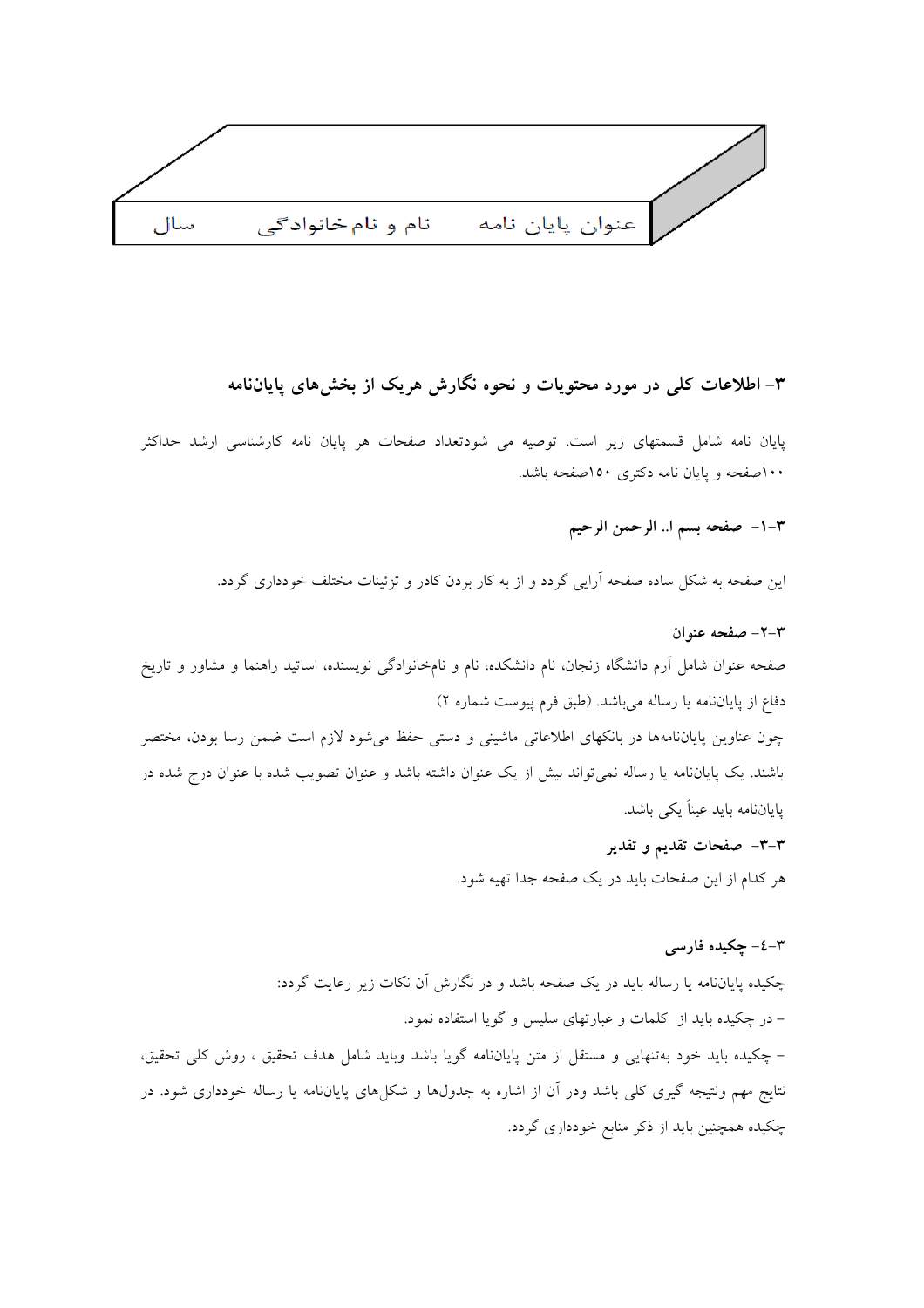عنوان پایان نامه    نام و نام‌خانوادگی    سال

## ۳- اطلاعات کلی در مورد محتویات و نحوه نگارش هریک از بخش‌های پایان‌نامه

پایان نامه شامل قسمتهای زیر است. توصیه می شودتعداد صفحات هر پایان نامه کارشناسی ارشد حداکثر ۱۰۰صفحه و پایان نامه دکتری ۱۵۰صفحه باشد.

### ۳-۱- صفحه بسم ا.. الرحمن الرحیم

این صفحه به شکل ساده صفحه آرایی گردد و از به کار بردن کادر و تزئینات مختلف خودداری گردد.

### ۳-۲- صفحه عنوان

صفحه عنوان شامل آرم دانشگاه زنجان، نام دانشکده، نام و نام‌خانوادگی نویسنده، اساتید راهنما و مشاور و تاریخ دفاع از پایان‌نامه یا رساله می‌باشد. (طبق فرم پیوست شماره ۲)

چون عناوین پایان‌نامه‌ها در بانکهای اطلاعاتی ماشینی و دستی حفظ می‌شود لازم است ضمن رسا بودن، مختصر باشند. یک پایان‌نامه یا رساله نمی‌تواند بیش از یک عنوان داشته باشد و عنوان تصویب شده با عنوان درج شده در پایان‌نامه باید عیناً یکی باشد.

### ۳-۳- صفحات تقدیم و تقدیر

هر کدام از این صفحات باید در یک صفحه جدا تهیه شود.

### ۳-٤- چکیده فارسی

چکیده پایان‌نامه یا رساله باید در یک صفحه باشد و در نگارش آن نکات زیر رعایت گردد:

- در چکیده باید از کلمات و عبارتهای سلیس و گویا استفاده نمود.
- چکیده باید خود به‌تنهایی و مستقل از متن پایان‌نامه گویا باشد وباید شامل هدف تحقیق ، روش کلی تحقیق، نتایج مهم ونتیجه گیری کلی باشد ودر آن از اشاره به جدول‌ها و شکل‌های پایان‌نامه یا رساله خودداری شود. در چکیده همچنین باید از ذکر منابع خودداری گردد.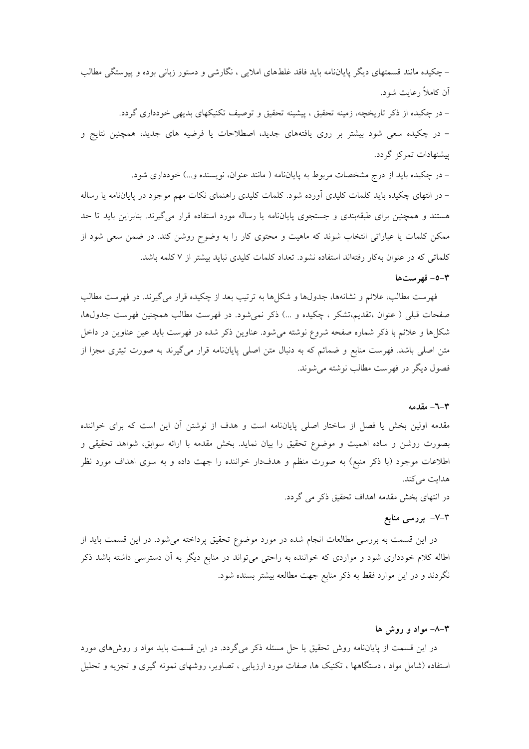– چکیده مانند قسمتهای دیگر پایان‌نامه باید فاقد غلطهای املایی ، نگارشی و دستور زبانی بوده و پیوستگی مطالب آن کاملاً رعایت شود.

– در چکیده از ذکر تاریخچه، زمینه تحقیق ، پیشینه تحقیق و توصیف تکنیکهای بدیهی خودداری گردد.

– در چکیده سعی شود بیشتر بر روی یافته‌های جدید، اصطلاحات یا فرضیه های جدید، همچنین نتایج و پیشنهادات تمرکز گردد.

– در چکیده باید از درج مشخصات مربوط به پایان‌نامه ( مانند عنوان، نویسنده و...) خودداری شود.

– در انتهای چکیده باید کلمات کلیدی آورده شود. کلمات کلیدی راهنمای نکات مهم موجود در پایان‌نامه یا رساله هستند و همچنین برای طبقه‌بندی و جستجوی پایان‌نامه یا رساله مورد استفاده قرار می‌گیرند. بنابراین باید تا حد ممکن کلمات یا عباراتی انتخاب شوند که ماهیت و محتوی کار را به وضوح روشن کند. در ضمن سعی شود از کلماتی که در عنوان به‌کار رفته‌اند استفاده نشود. تعداد کلمات کلیدی نباید بیشتر از ۷ کلمه باشد.

### ۳-۵- فهرست‌ها

فهرست مطالب، علائم و نشانه‌ها، جدول‌ها و شکل‌ها به ترتیب بعد از چکیده قرار می‌گیرند. در فهرست مطالب صفحات قبلی ( عنوان ،تقدیم،تشکر ، چکیده و ...) ذکر نمی‌شود. در فهرست مطالب همچنین فهرست جدول‌ها، شکل‌ها و علائم با ذکر شماره صفحه شروع نوشته می‌شود. عناوین ذکر شده در فهرست باید عین عناوین در داخل متن اصلی باشد. فهرست منابع و ضمائم که به دنبال متن اصلی پایان‌نامه قرار می‌گیرند به صورت تیتری مجزا از فصول دیگر در فهرست مطالب نوشته می‌شوند.

### ۳-٦- مقدمه

مقدمه اولین بخش یا فصل از ساختار اصلی پایان‌نامه است و هدف از نوشتن آن این است که برای خواننده بصورت روشن و ساده اهمیت و موضوع تحقیق را بیان نماید. بخش مقدمه با ارائه سوابق، شواهد تحقیقی و اطلاعات موجود (با ذکر منبع) به صورت منظم و هدف‌دار خواننده را جهت داده و به سوی اهداف مورد نظر هدایت می‌کند.

در انتهای بخش مقدمه اهداف تحقیق ذکر می گردد.

### ۳-۷- بررسی منابع

در این قسمت به بررسی مطالعات انجام شده در مورد موضوع تحقیق پرداخته می‌شود. در این قسمت باید از اطاله کلام خودداری شود و مواردی که خواننده به راحتی می‌تواند در منابع دیگر به آن دسترسی داشته باشد ذکر نگردند و در این موارد فقط به ذکر منابع جهت مطالعه بیشتر بسنده شود.

### ۳-۸- مواد و روش ها

در این قسمت از پایان‌نامه روش تحقیق یا حل مسئله ذکر می‌گردد. در این قسمت باید مواد و روش‌های مورد استفاده (شامل مواد ، دستگاهها ، تکنیک ها، صفات مورد ارزیابی ، تصاویر، روشهای نمونه گیری و تجزیه و تحلیل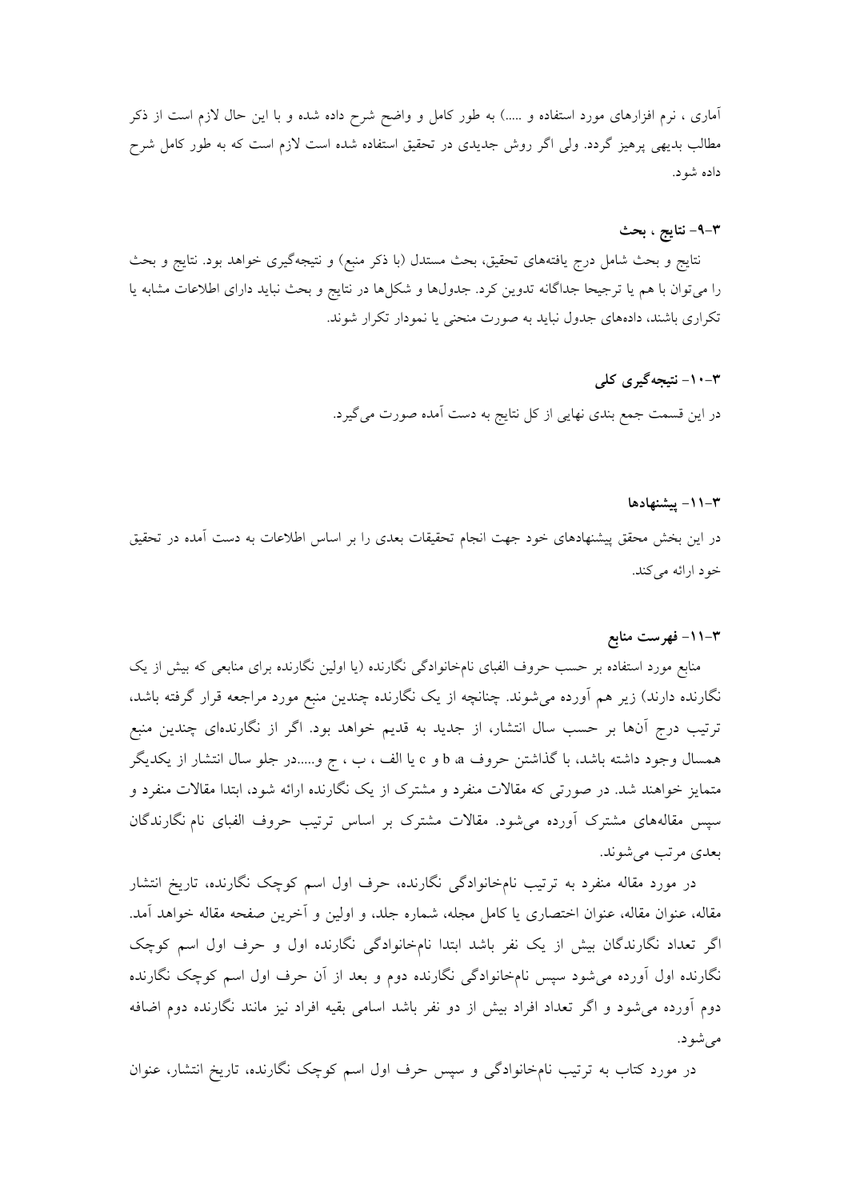آماری ، نرم افزارهای مورد استفاده و .....) به طور کامل و واضح شرح داده شده و با این حال لازم است از ذکر مطالب بدیهی پرهیز گردد. ولی اگر روش جدیدی در تحقیق استفاده شده است لازم است که به طور کامل شرح داده شود.

### ۳-۹- نتایج ، بحث

نتایج و بحث شامل درج یافته‌های تحقیق، بحث مستدل (با ذکر منبع) و نتیجه‌گیری خواهد بود. نتایج و بحث را می‌توان با هم یا ترجیحا جداگانه تدوین کرد. جدول‌ها و شکل‌ها در نتایج و بحث نباید دارای اطلاعات مشابه یا تکراری باشند، داده‌های جدول نباید به صورت منحنی یا نمودار تکرار شوند.

### ۳-۱۰- نتیجه‌گیری کلی

در این قسمت جمع بندی نهایی از کل نتایج به دست آمده صورت می‌گیرد.

### ۳-۱۱- پیشنهادها

در این بخش محقق پیشنهادهای خود جهت انجام تحقیقات بعدی را بر اساس اطلاعات به دست آمده در تحقیق خود ارائه می‌کند.

### ۳-۱۱- فهرست منابع

منابع مورد استفاده بر حسب حروف الفبای نام‌خانوادگی نگارنده (یا اولین نگارنده برای منابعی که بیش از یک نگارنده دارند) زیر هم آورده می‌شوند. چنانچه از یک نگارنده چندین منبع مورد مراجعه قرار گرفته باشد، ترتیب درج آن‌ها بر حسب سال انتشار، از جدید به قدیم خواهد بود. اگر از نگارنده‌ای چندین منبع همسال وجود داشته باشد، با گذاشتن حروف a، b و c یا الف ، ب ، ج و.....در جلو سال انتشار از یکدیگر متمایز خواهند شد. در صورتی که مقالات منفرد و مشترک از یک نگارنده ارائه شود، ابتدا مقالات منفرد و سپس مقاله‌های مشترک آورده می‌شود. مقالات مشترک بر اساس ترتیب حروف الفبای نام نگارندگان بعدی مرتب می‌شوند.

در مورد مقاله منفرد به ترتیب نام‌خانوادگی نگارنده، حرف اول اسم کوچک نگارنده، تاریخ انتشار مقاله، عنوان مقاله، عنوان اختصاری یا کامل مجله، شماره جلد، و اولین و آخرین صفحه مقاله خواهد آمد. اگر تعداد نگارندگان بیش از یک نفر باشد ابتدا نام‌خانوادگی نگارنده اول و حرف اول اسم کوچک نگارنده اول آورده می‌شود سپس نام‌خانوادگی نگارنده دوم و بعد از آن حرف اول اسم کوچک نگارنده دوم آورده می‌شود و اگر تعداد افراد بیش از دو نفر باشد اسامی بقیه افراد نیز مانند نگارنده دوم اضافه می‌شود.

در مورد کتاب به ترتیب نام‌خانوادگی و سپس حرف اول اسم کوچک نگارنده، تاریخ انتشار، عنوان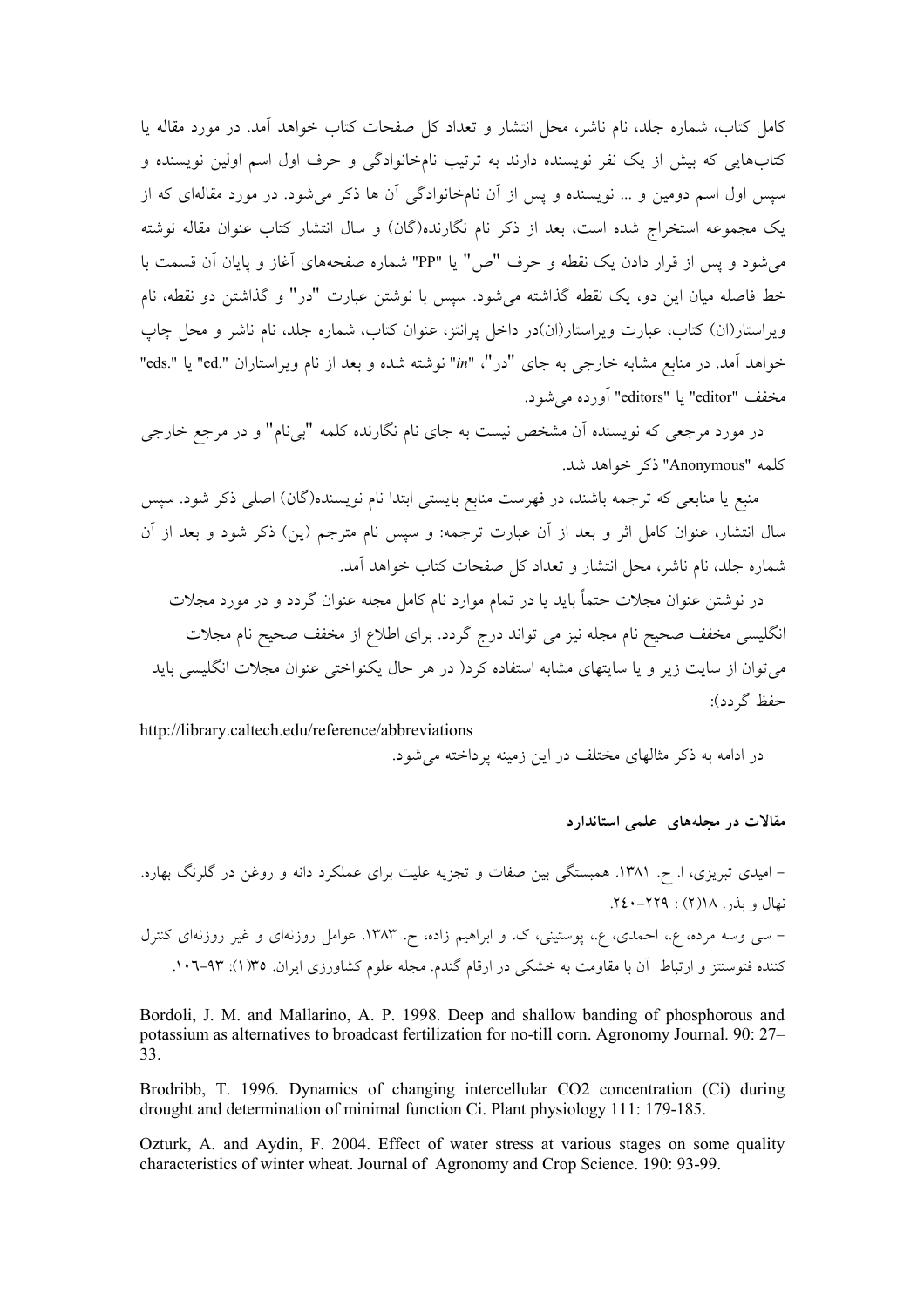کامل کتاب، شماره جلد، نام ناشر، محل انتشار و تعداد کل صفحات کتاب خواهد آمد. در مورد مقاله یا کتاب‌هایی که بیش از یک نفر نویسنده دارند به ترتیب نام‌خانوادگی و حرف اول اسم اولین نویسنده و سپس اول اسم دومین و ... نویسنده و پس از آن نام‌خانوادگی آن ها ذکر می‌شود. در مورد مقاله‌ای که از یک مجموعه استخراج شده است، بعد از ذکر نام نگارنده(گان) و سال انتشار کتاب عنوان مقاله نوشته می‌شود و پس از قرار دادن یک نقطه و حرف "ص" یا "PP" شماره صفحه‌های آغاز و پایان آن قسمت با خط فاصله میان این دو، یک نقطه گذاشته می‌شود. سپس با نوشتن عبارت "در" و گذاشتن دو نقطه، نام ویراستار(ان) کتاب، عبارت ویراستار(ان)در داخل پرانتز، عنوان کتاب، شماره جلد، نام ناشر و محل چاپ خواهد آمد. در منابع مشابه خارجی به جای "در"، "*in*" نوشته شده و بعد از نام ویراستاران ".ed" یا ".eds" مخفف "editor" یا "editors" آورده می‌شود.

در مورد مرجعی که نویسنده آن مشخص نیست به جای نام نگارنده کلمه "بی‌نام" و در مرجع خارجی کلمه "Anonymous" ذکر خواهد شد.

منبع یا منابعی که ترجمه باشند، در فهرست منابع بایستی ابتدا نام نویسنده(گان) اصلی ذکر شود. سپس سال انتشار، عنوان کامل اثر و بعد از آن عبارت ترجمه: و سپس نام مترجم (ین) ذکر شود و بعد از آن شماره جلد، نام ناشر، محل انتشار و تعداد کل صفحات کتاب خواهد آمد.

در نوشتن عنوان مجلات حتماً باید یا در تمام موارد نام کامل مجله عنوان گردد و در مورد مجلات انگلیسی مخفف صحیح نام مجله نیز می تواند درج گردد. برای اطلاع از مخفف صحیح نام مجلات می‌توان از سایت زیر و یا سایتهای مشابه استفاده کرد( در هر حال یکنواختی عنوان مجلات انگلیسی باید حفظ گردد):

http://library.caltech.edu/reference/abbreviations

در ادامه به ذکر مثالهای مختلف در این زمینه پرداخته می‌شود.

## مقالات در مجله‌های علمی استاندارد

- امیدی تبریزی، ا. ح. ۱۳۸۱. همبستگی بین صفات و تجزیه علیت برای عملکرد دانه و روغن در گلرنگ بهاره. نهال و بذر. ۱۸(۲) : ۲۲۹–۲۴۰.

- سی وسه مرده، ع.، احمدی، ع.، پوستینی، ک. و ابراهیم زاده، ح. ۱۳۸۳. عوامل روزنه‌ای و غیر روزنه‌ای کنترل کننده فتوسنتز و ارتباط آن با مقاومت به خشکی در ارقام گندم. مجله علوم کشاورزی ایران. ۳۵(۱): ۹۳–۱۰۶.

Bordoli, J. M. and Mallarino, A. P. 1998. Deep and shallow banding of phosphorous and potassium as alternatives to broadcast fertilization for no-till corn. Agronomy Journal. 90: 27–33.

Brodribb, T. 1996. Dynamics of changing intercellular CO2 concentration (Ci) during drought and determination of minimal function Ci. Plant physiology 111: 179-185.

Ozturk, A. and Aydin, F. 2004. Effect of water stress at various stages on some quality characteristics of winter wheat. Journal of Agronomy and Crop Science. 190: 93-99.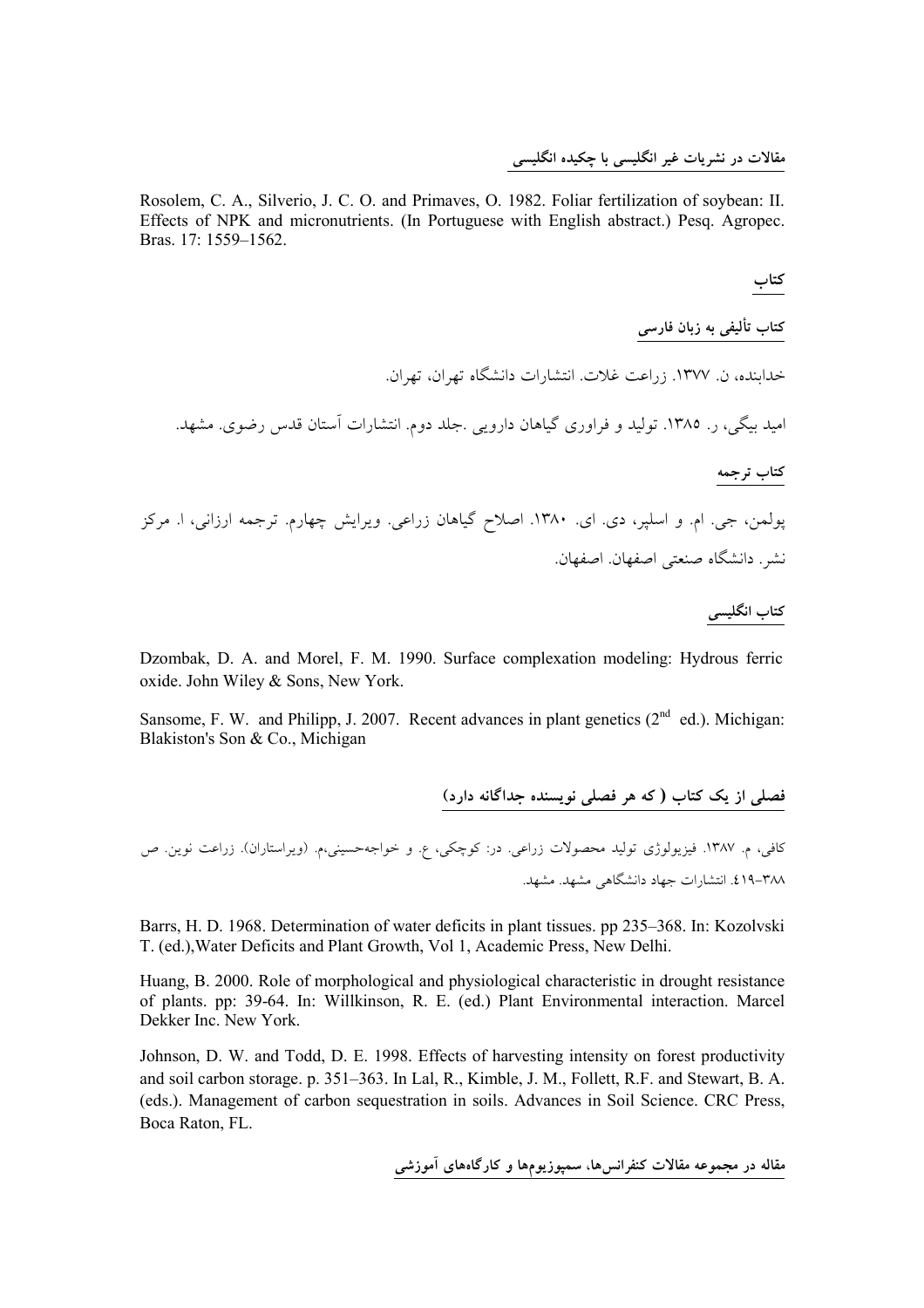**مقالات در نشریات غیر انگلیسی با چکیده انگلیسی**

Rosolem, C. A., Silverio, J. C. O. and Primaves, O. 1982. Foliar fertilization of soybean: II. Effects of NPK and micronutrients. (In Portuguese with English abstract.) Pesq. Agropec. Bras. 17: 1559–1562.

## کتاب

**کتاب تألیفی به زبان فارسی**

خدابنده، ن. ۱۳۷۷. زراعت غلات. انتشارات دانشگاه تهران، تهران.

امید بیگی، ر. ۱۳۸۵. تولید و فراوری گیاهان دارویی .جلد دوم. انتشارات آستان قدس رضوی. مشهد.

**کتاب ترجمه**

پولمن، جی. ام. و اسلپر، دی. ای. ۱۳۸۰. اصلاح گیاهان زراعی. ویرایش چهارم. ترجمه ارزانی، ا. مرکز نشر. دانشگاه صنعتی اصفهان. اصفهان.

**کتاب انگلیسی**

Dzombak, D. A. and Morel, F. M. 1990. Surface complexation modeling: Hydrous ferric oxide. John Wiley & Sons, New York.

Sansome, F. W. and Philipp, J. 2007. Recent advances in plant genetics ($2^{nd}$ ed.). Michigan: Blakiston's Son & Co., Michigan

**فصلی از یک کتاب ( که هر فصلی نویسنده جداگانه دارد)**

کافی، م. ۱۳۸۷. فیزیولوژی تولید محصولات زراعی. در: کوچکی، ع. و خواجه‌حسینی،م. (ویراستاران). زراعت نوین. ص ۳۸۸–۴۱۹. انتشارات جهاد دانشگاهی مشهد. مشهد.

Barrs, H. D. 1968. Determination of water deficits in plant tissues. pp 235–368. In: Kozolvski T. (ed.),Water Deficits and Plant Growth, Vol 1, Academic Press, New Delhi.

Huang, B. 2000. Role of morphological and physiological characteristic in drought resistance of plants. pp: 39-64. In: Willkinson, R. E. (ed.) Plant Environmental interaction. Marcel Dekker Inc. New York.

Johnson, D. W. and Todd, D. E. 1998. Effects of harvesting intensity on forest productivity and soil carbon storage. p. 351–363. In Lal, R., Kimble, J. M., Follett, R.F. and Stewart, B. A. (eds.). Management of carbon sequestration in soils. Advances in Soil Science. CRC Press, Boca Raton, FL.

**مقاله در مجموعه مقالات کنفرانس‌ها، سمپوزیوم‌ها و کارگاه‌های آموزشی**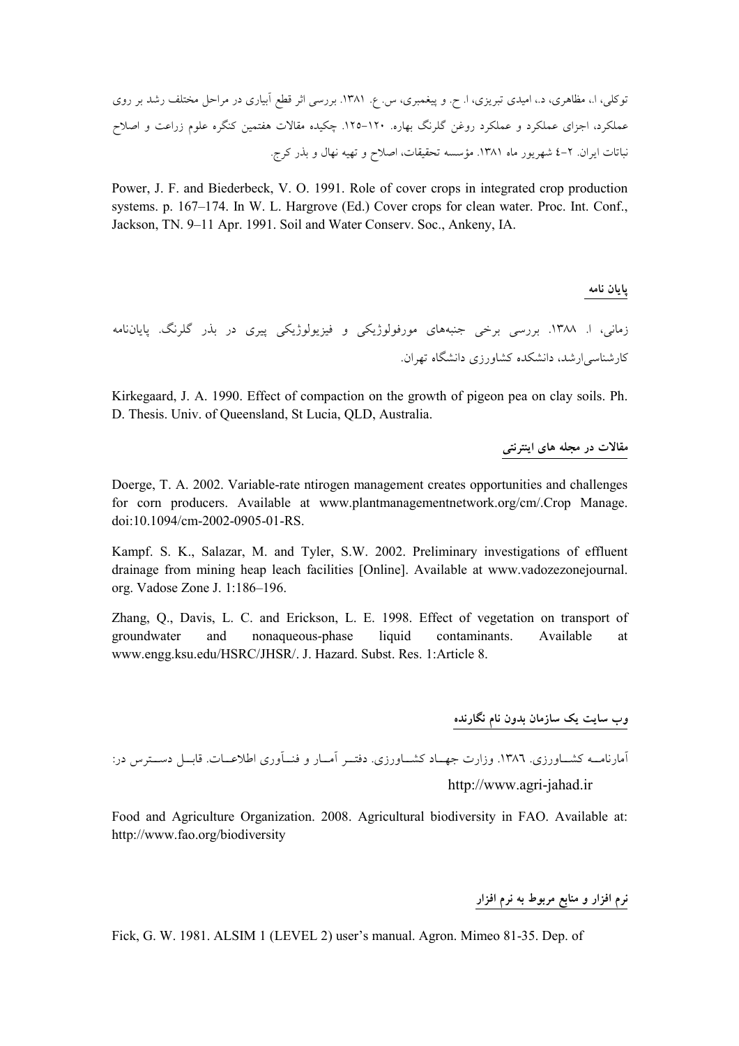توکلی، ا.، مظاهری، د.، امیدی تبریزی، ا. ح. و پیغمبری، س. ع. ۱۳۸۱. بررسی اثر قطع آبیاری در مراحل مختلف رشد بر روی عملکرد، اجزای عملکرد و عملکرد روغن گلرنگ بهاره. ۱۲۰–۱۲۵. چکیده مقالات هفتمین کنگره علوم زراعت و اصلاح نباتات ایران. ۲–٤ شهریور ماه ۱۳۸۱. مؤسسه تحقیقات، اصلاح و تهیه نهال و بذر کرج.

Power, J. F. and Biederbeck, V. O. 1991. Role of cover crops in integrated crop production systems. p. 167–174. In W. L. Hargrove (Ed.) Cover crops for clean water. Proc. Int. Conf., Jackson, TN. 9–11 Apr. 1991. Soil and Water Conserv. Soc., Ankeny, IA.

**پایان نامه**

زمانی، ا. ۱۳۸۸. بررسی برخی جنبه‌های مورفولوژیکی و فیزیولوژیکی پیری در بذر گلرنگ. پایان‌نامه کارشناسی‌ارشد، دانشکده کشاورزی دانشگاه تهران.

Kirkegaard, J. A. 1990. Effect of compaction on the growth of pigeon pea on clay soils. Ph. D. Thesis. Univ. of Queensland, St Lucia, QLD, Australia.

**مقالات در مجله های اینترنتی**

Doerge, T. A. 2002. Variable-rate ntirogen management creates opportunities and challenges for corn producers. Available at www.plantmanagementnetwork.org/cm/.Crop Manage. doi:10.1094/cm-2002-0905-01-RS.

Kampf. S. K., Salazar, M. and Tyler, S.W. 2002. Preliminary investigations of effluent drainage from mining heap leach facilities [Online]. Available at www.vadozezonejournal. org. Vadose Zone J. 1:186–196.

Zhang, Q., Davis, L. C. and Erickson, L. E. 1998. Effect of vegetation on transport of groundwater and nonaqueous-phase liquid contaminants. Available at www.engg.ksu.edu/HSRC/JHSR/. J. Hazard. Subst. Res. 1:Article 8.

**وب سایت یک سازمان بدون نام نگارنده**

آمارنامه کشاورزی. ۱۳۸٦. وزارت جهاد کشاورزی. دفتر آمار و فنآوری اطلاعات. قابل دسترس در: http://www.agri-jahad.ir

Food and Agriculture Organization. 2008. Agricultural biodiversity in FAO. Available at: http://www.fao.org/biodiversity

**نرم افزار و منابع مربوط به نرم افزار**

Fick, G. W. 1981. ALSIM 1 (LEVEL 2) user's manual. Agron. Mimeo 81-35. Dep. of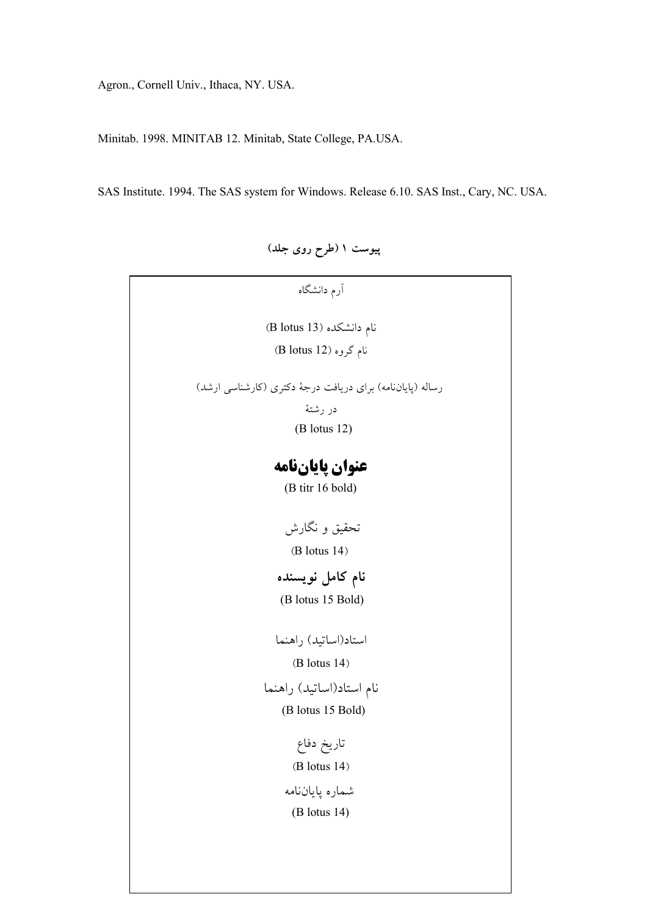Agron., Cornell Univ., Ithaca, NY. USA.

Minitab. 1998. MINITAB 12. Minitab, State College, PA.USA.

SAS Institute. 1994. The SAS system for Windows. Release 6.10. SAS Inst., Cary, NC. USA.

**پیوست ۱ (طرح روی جلد)**

آرم دانشگاه

نام دانشکده (B lotus 13)

نام گروه (B lotus 12)

رساله (پایان‌نامه) برای دریافت درجهٔ دکتری (کارشناسی ارشد)

در رشتهٔ

(B lotus 12)

**عنوان پایان‌نامه**

(B titr 16 bold)

تحقیق و نگارش

(B lotus 14)

**نام کامل نویسنده**

(B lotus 15 Bold)

استاد(اساتید) راهنما

(B lotus 14)

نام استاد(اساتید) راهنما

(B lotus 15 Bold)

تاریخ دفاع

(B lotus 14)

شماره پایان‌نامه

(B lotus 14)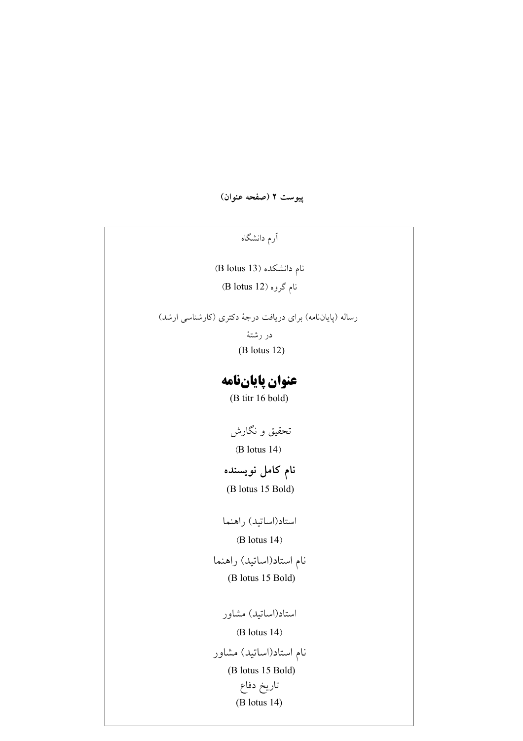**پیوست ۲ (صفحه عنوان)**

آرم دانشگاه

نام دانشکده (B lotus 13)

نام گروه (B lotus 12)

رساله (پایان‌نامه) برای دریافت درجهٔ دکتری (کارشناسی ارشد)

در رشتهٔ

(B lotus 12)

**عنوان پایان‌نامه**

(B titr 16 bold)

تحقیق و نگارش

(B lotus 14)

**نام کامل نویسنده**

(B lotus 15 Bold)

استاد(اساتید) راهنما

(B lotus 14)

نام استاد(اساتید) راهنما

(B lotus 15 Bold)

استاد(اساتید) مشاور

(B lotus 14)

نام استاد(اساتید) مشاور

(B lotus 15 Bold)

تاریخ دفاع

(B lotus 14)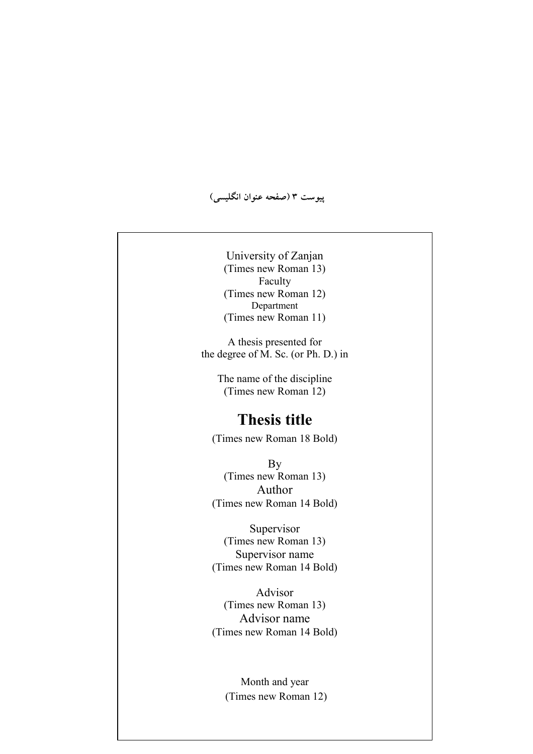**پیوست ۳ (صفحه عنوان انگلیسی)**

University of Zanjan
(Times new Roman 13)
Faculty
(Times new Roman 12)
Department
(Times new Roman 11)

A thesis presented for
the degree of M. Sc. (or Ph. D.) in

The name of the discipline
(Times new Roman 12)

**Thesis title**

(Times new Roman 18 Bold)

By
(Times new Roman 13)
Author
(Times new Roman 14 Bold)

Supervisor
(Times new Roman 13)
Supervisor name
(Times new Roman 14 Bold)

Advisor
(Times new Roman 13)
Advisor name
(Times new Roman 14 Bold)

Month and year
(Times new Roman 12)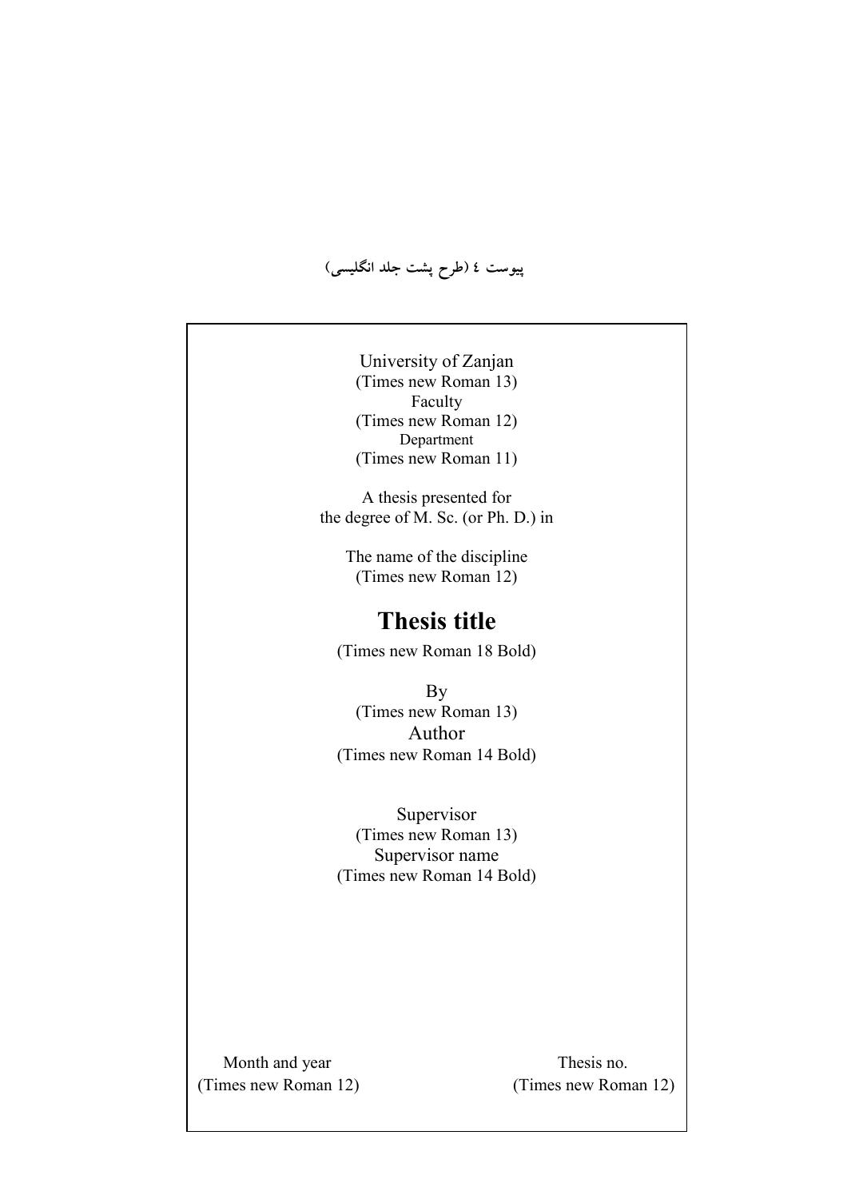پیوست ٤ (طرح پشت جلد انگلیسی)

University of Zanjan
(Times new Roman 13)
Faculty
(Times new Roman 12)
Department
(Times new Roman 11)

A thesis presented for
the degree of M. Sc. (or Ph. D.) in

The name of the discipline
(Times new Roman 12)

**Thesis title**

(Times new Roman 18 Bold)

By
(Times new Roman 13)
Author
(Times new Roman 14 Bold)

Supervisor
(Times new Roman 13)
Supervisor name
(Times new Roman 14 Bold)

Month and year
(Times new Roman 12)

Thesis no.
(Times new Roman 12)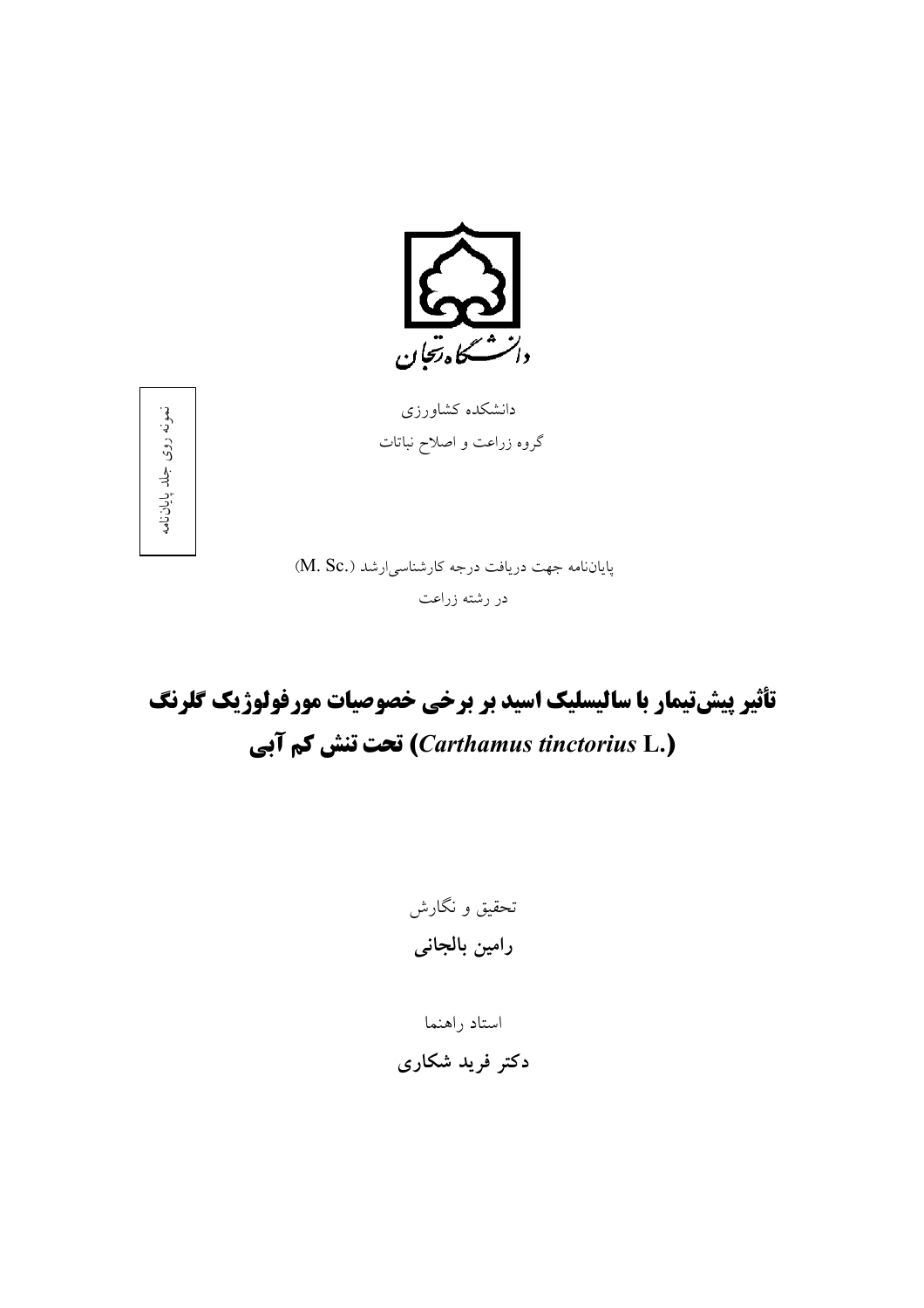دانشگاه زنجان

نمونه روی جلد پایان‌نامه

دانشکده کشاورزی

گروه زراعت و اصلاح نباتات

پایان‌نامه جهت دریافت درجه کارشناسی‌ارشد (M. Sc.)

در رشته زراعت

# تأثیر پیش‌تیمار با سالیسلیک اسید بر برخی خصوصیات مورفولوژیک گلرنگ (*Carthamus tinctorius* L.) تحت تنش کم آبی

تحقیق و نگارش

**رامین بالجانی**

استاد راهنما

**دکتر فرید شکاری**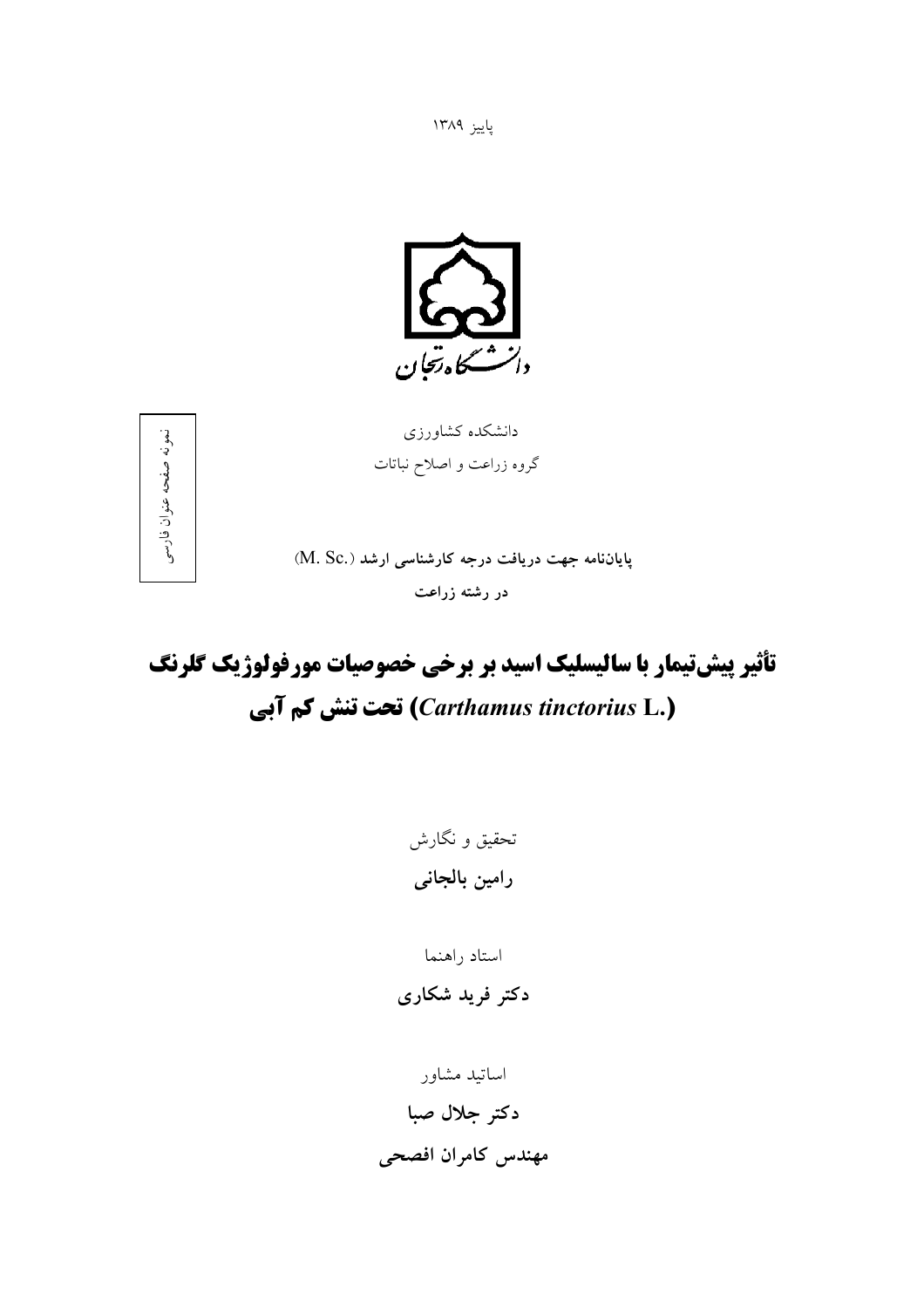پاییز ۱۳۸۹

دانشگاه زنجان

نمونه صفحه عنوان فارسی

دانشکده کشاورزی

گروه زراعت و اصلاح نباتات

**پایان‌نامه جهت دریافت درجه کارشناسی ارشد (M. Sc.)**

**در رشته زراعت**

# تأثیر پیش‌تیمار با سالیسلیک اسید بر برخی خصوصیات مورفولوژیک گلرنگ (*Carthamus tinctorius* L.) تحت تنش کم آبی

تحقیق و نگارش

**رامین بالجانی**

استاد راهنما

**دکتر فرید شکاری**

اساتید مشاور

**دکتر جلال صبا**

**مهندس کامران افصحی**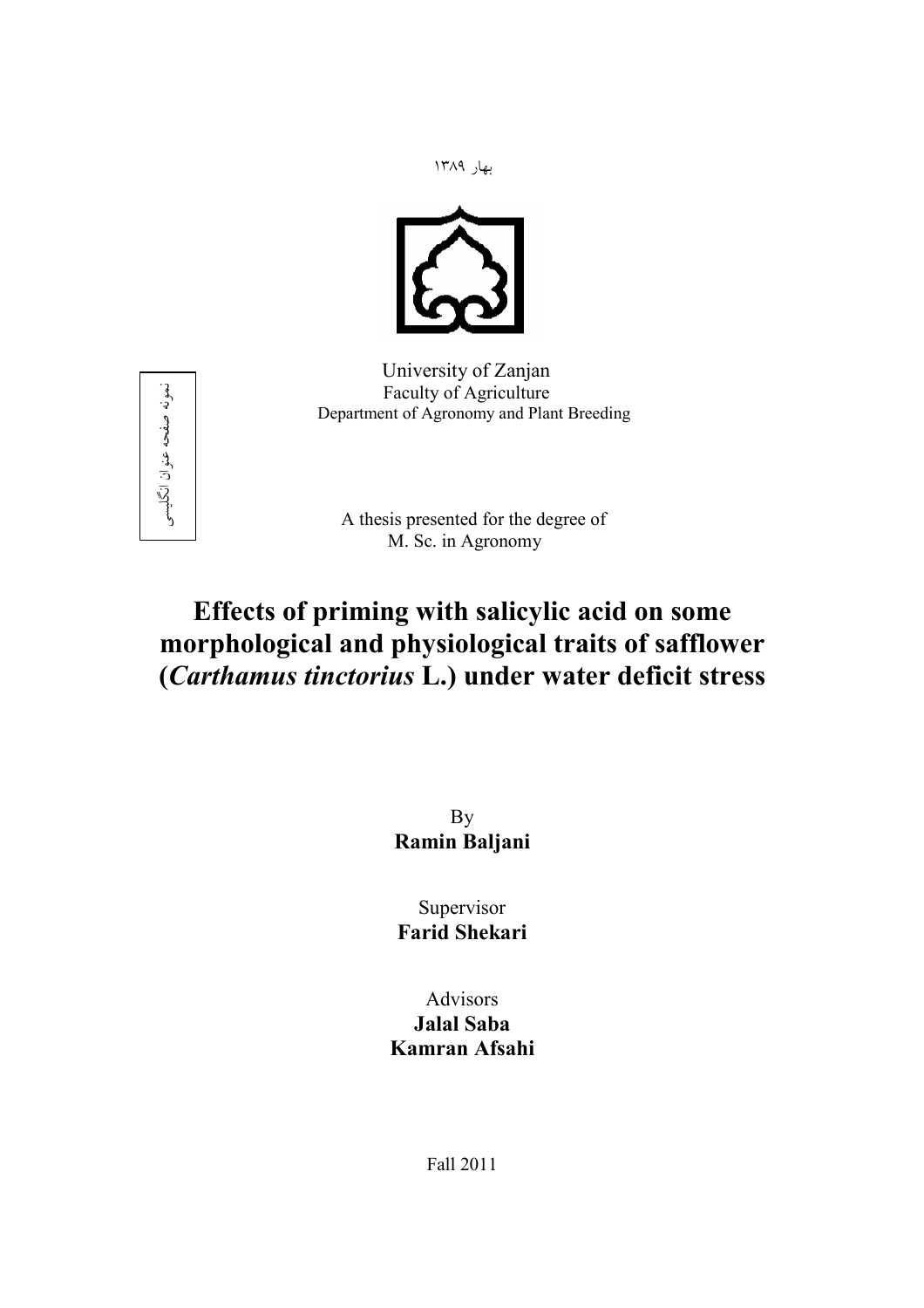بهار ۱۳۸۹

University of Zanjan
Faculty of Agriculture
Department of Agronomy and Plant Breeding

نمونه صفحه عنوان انگلیسی

A thesis presented for the degree of
M. Sc. in Agronomy

# Effects of priming with salicylic acid on some morphological and physiological traits of safflower (*Carthamus tinctorius* L.) under water deficit stress

By
**Ramin Baljani**

Supervisor
**Farid Shekari**

Advisors
**Jalal Saba**
**Kamran Afsahi**

Fall 2011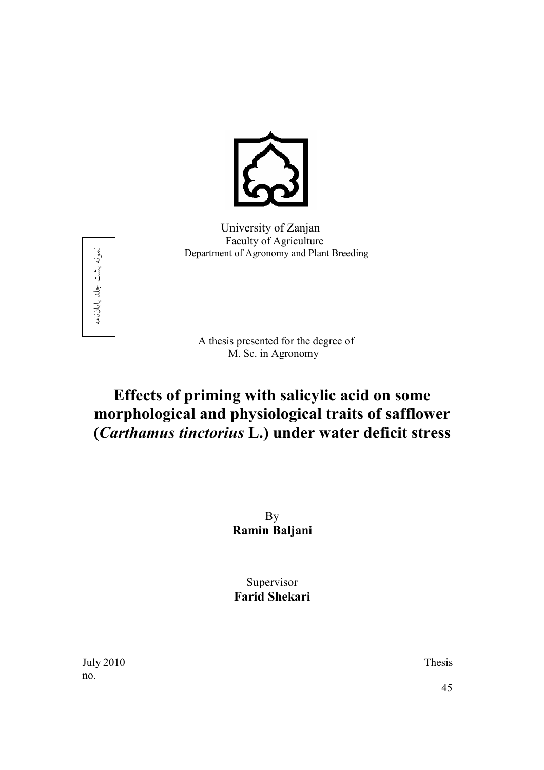University of Zanjan
Faculty of Agriculture
Department of Agronomy and Plant Breeding

نمونه پشت جلد پایان‌نامه

A thesis presented for the degree of
M. Sc. in Agronomy

# Effects of priming with salicylic acid on some morphological and physiological traits of safflower (*Carthamus tinctorius* L.) under water deficit stress

By
**Ramin Baljani**

Supervisor
**Farid Shekari**

July 2010 Thesis no.

45